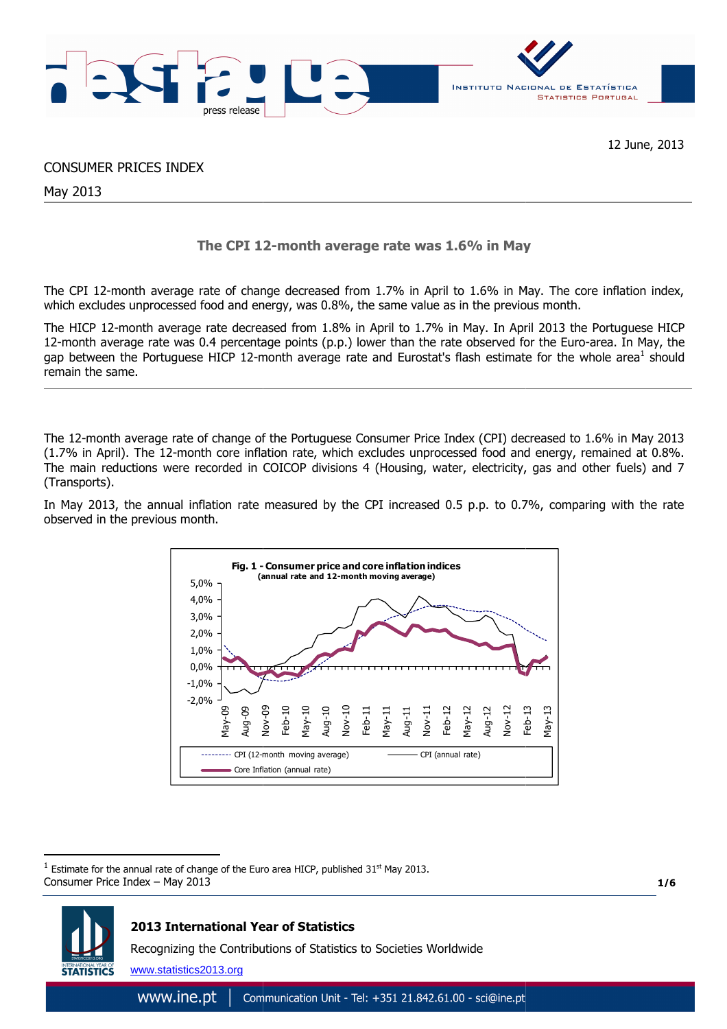12 June, 2013

CONSUMER PRICES INDEX

May 2013

## The CPI 12-month average rate was 1.6% in May

The CPI 12-month average rate of change decreased from 1.7% in April to 1.6% in May. The core inflation index, which excludes unprocessed food and energy, was 0.8%, the same value as in the previous month.

The HICP 12-month average rate decreased from 1.8% in April to 1.7% in May. In April 2013 the Portuguese HICP 12-month average rate was 0.4 percentage points (p.p.) lower than the rate observed for the Euro-area. In May, the gap between the Portuguese HICP 12-month average rate and Eurostat's flash estimate for the whole area[1] should remain the same.

---

The 12-month average rate of change of the Portuguese Consumer Price Index (CPI) decreased to 1.6% in May 2013 (1.7% in April). The 12-month core inflation rate, which excludes unprocessed food and energy, remained at 0.8%. The main reductions were recorded in COICOP divisions 4 (Housing, water, electricity, gas and other fuels) and 7 (Transports).

In May 2013, the annual inflation rate measured by the CPI increased 0.5 p.p. to 0.7%, comparing with the rate observed in the previous month.

**Fig. 1 - Consumer price and core inflation indices**
**(annual rate and 12-month moving average)**

Legend: CPI (12-month moving average); CPI (annual rate); Core Inflation (annual rate)

[1] Estimate for the annual rate of change of the Euro area HICP, published 31st May 2013.

**2013 International Year of Statistics**

Recognizing the Contributions of Statistics to Societies Worldwide

www.statistics2013.org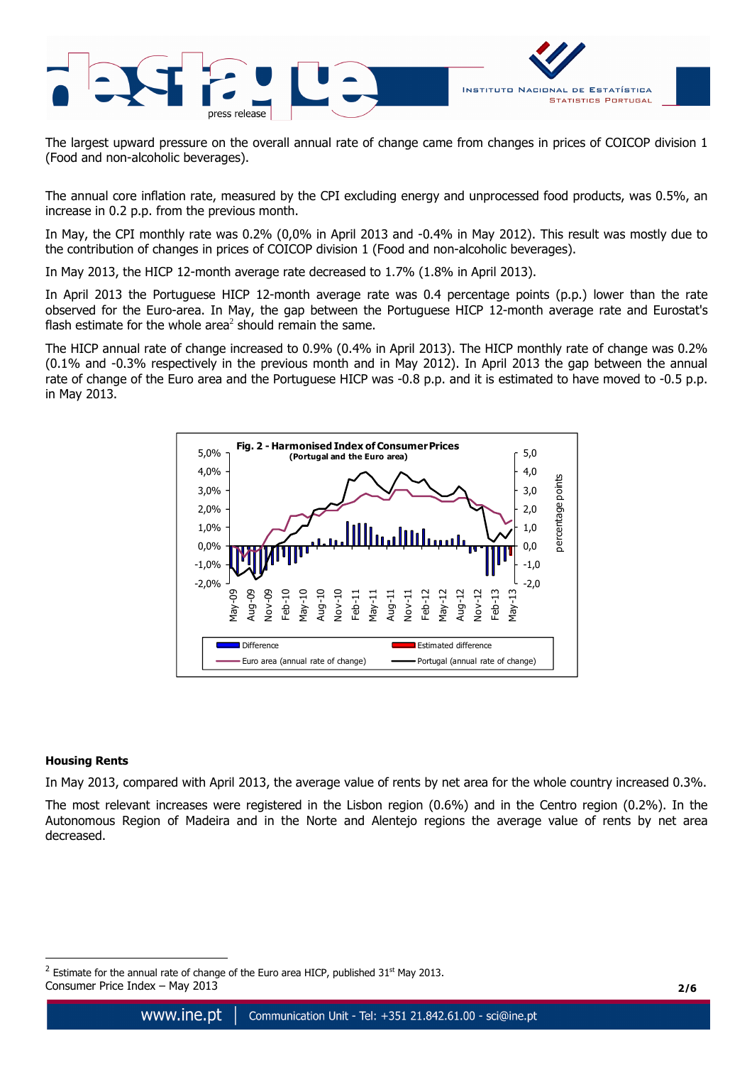The largest upward pressure on the overall annual rate of change came from changes in prices of COICOP division 1 (Food and non-alcoholic beverages).

The annual core inflation rate, measured by the CPI excluding energy and unprocessed food products, was 0.5%, an increase in 0.2 p.p. from the previous month.

In May, the CPI monthly rate was 0.2% (0,0% in April 2013 and -0.4% in May 2012). This result was mostly due to the contribution of changes in prices of COICOP division 1 (Food and non-alcoholic beverages).

In May 2013, the HICP 12-month average rate decreased to 1.7% (1.8% in April 2013).

In April 2013 the Portuguese HICP 12-month average rate was 0.4 percentage points (p.p.) lower than the rate observed for the Euro-area. In May, the gap between the Portuguese HICP 12-month average rate and Eurostat's flash estimate for the whole area[2] should remain the same.

The HICP annual rate of change increased to 0.9% (0.4% in April 2013). The HICP monthly rate of change was 0.2% (0.1% and -0.3% respectively in the previous month and in May 2012). In April 2013 the gap between the annual rate of change of the Euro area and the Portuguese HICP was -0.8 p.p. and it is estimated to have moved to -0.5 p.p. in May 2013.

**Fig. 2 - Harmonised Index of Consumer Prices**
**(Portugal and the Euro area)**

### Housing Rents

In May 2013, compared with April 2013, the average value of rents by net area for the whole country increased 0.3%.

The most relevant increases were registered in the Lisbon region (0.6%) and in the Centro region (0.2%). In the Autonomous Region of Madeira and in the Norte and Alentejo regions the average value of rents by net area decreased.

[2] Estimate for the annual rate of change of the Euro area HICP, published 31st May 2013.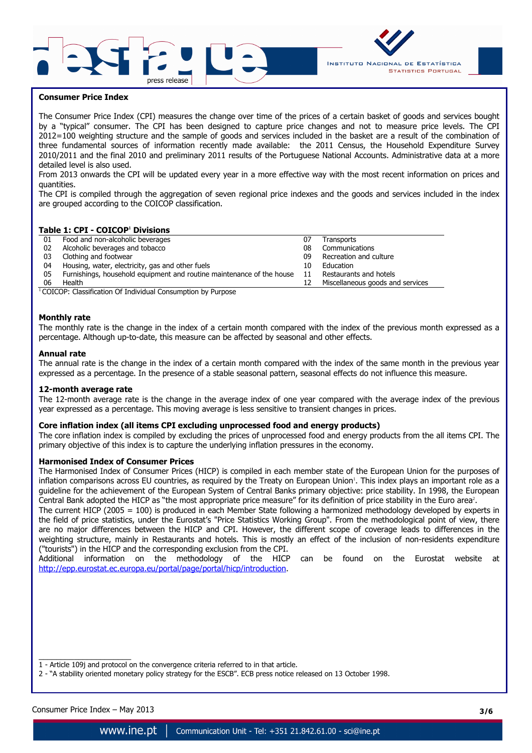## Consumer Price Index

The Consumer Price Index (CPI) measures the change over time of the prices of a certain basket of goods and services bought by a "typical" consumer. The CPI has been designed to capture price changes and not to measure price levels. The CPI 2012=100 weighting structure and the sample of goods and services included in the basket are a result of the combination of three fundamental sources of information recently made available: the 2011 Census, the Household Expenditure Survey 2010/2011 and the final 2010 and preliminary 2011 results of the Portuguese National Accounts. Administrative data at a more detailed level is also used.

From 2013 onwards the CPI will be updated every year in a more effective way with the most recent information on prices and quantities.

The CPI is compiled through the aggregation of seven regional price indexes and the goods and services included in the index are grouped according to the COICOP classification.

**Table 1: CPI - COICOP[1] Divisions**

| | | | |
|---|---|---|---|
| 01 | Food and non-alcoholic beverages | 07 | Transports |
| 02 | Alcoholic beverages and tobacco | 08 | Communications |
| 03 | Clothing and footwear | 09 | Recreation and culture |
| 04 | Housing, water, electricity, gas and other fuels | 10 | Education |
| 05 | Furnishings, household equipment and routine maintenance of the house | 11 | Restaurants and hotels |
| 06 | Health | 12 | Miscellaneous goods and services |

[1] COICOP: Classification Of Individual Consumption by Purpose

### Monthly rate

The monthly rate is the change in the index of a certain month compared with the index of the previous month expressed as a percentage. Although up-to-date, this measure can be affected by seasonal and other effects.

### Annual rate

The annual rate is the change in the index of a certain month compared with the index of the same month in the previous year expressed as a percentage. In the presence of a stable seasonal pattern, seasonal effects do not influence this measure.

### 12-month average rate

The 12-month average rate is the change in the average index of one year compared with the average index of the previous year expressed as a percentage. This moving average is less sensitive to transient changes in prices.

### Core inflation index (all items CPI excluding unprocessed food and energy products)

The core inflation index is compiled by excluding the prices of unprocessed food and energy products from the all items CPI. The primary objective of this index is to capture the underlying inflation pressures in the economy.

### Harmonised Index of Consumer Prices

The Harmonised Index of Consumer Prices (HICP) is compiled in each member state of the European Union for the purposes of inflation comparisons across EU countries, as required by the Treaty on European Union[1]. This index plays an important role as a guideline for the achievement of the European System of Central Banks primary objective: price stability. In 1998, the European Central Bank adopted the HICP as "the most appropriate price measure" for its definition of price stability in the Euro area[2].

The current HICP (2005 = 100) is produced in each Member State following a harmonized methodology developed by experts in the field of price statistics, under the Eurostat's "Price Statistics Working Group". From the methodological point of view, there are no major differences between the HICP and CPI. However, the different scope of coverage leads to differences in the weighting structure, mainly in Restaurants and hotels. This is mostly an effect of the inclusion of non-residents expenditure ("tourists") in the HICP and the corresponding exclusion from the CPI.

Additional information on the methodology of the HICP can be found on the Eurostat website at http://epp.eurostat.ec.europa.eu/portal/page/portal/hicp/introduction.

---

1 - Article 109j and protocol on the convergence criteria referred to in that article.

2 - "A stability oriented monetary policy strategy for the ESCB". ECB press notice released on 13 October 1998.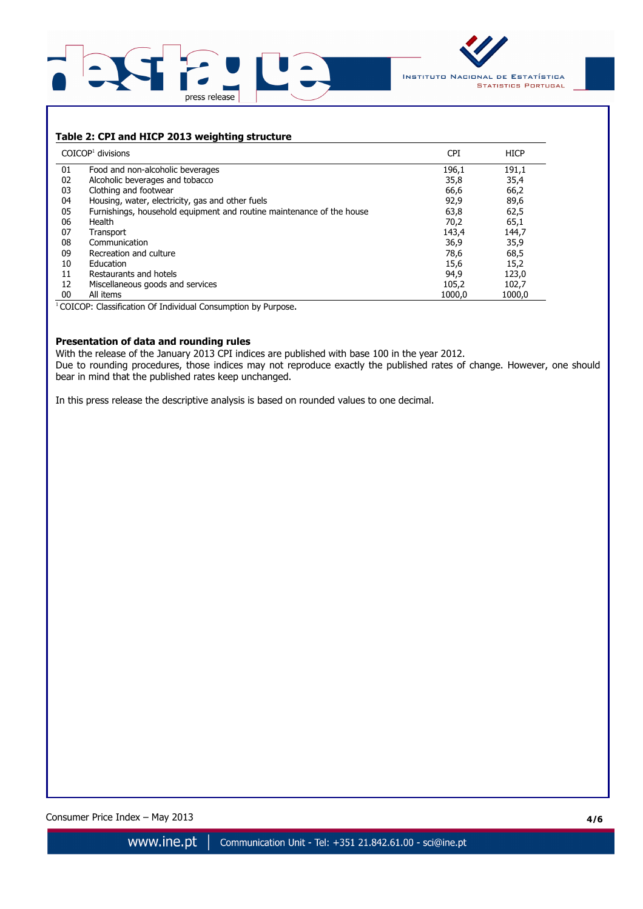### Table 2: CPI and HICP 2013 weighting structure

| | COICOP[1] divisions | CPI | HICP |
|---|---|---|---|
| 01 | Food and non-alcoholic beverages | 196,1 | 191,1 |
| 02 | Alcoholic beverages and tobacco | 35,8 | 35,4 |
| 03 | Clothing and footwear | 66,6 | 66,2 |
| 04 | Housing, water, electricity, gas and other fuels | 92,9 | 89,6 |
| 05 | Furnishings, household equipment and routine maintenance of the house | 63,8 | 62,5 |
| 06 | Health | 70,2 | 65,1 |
| 07 | Transport | 143,4 | 144,7 |
| 08 | Communication | 36,9 | 35,9 |
| 09 | Recreation and culture | 78,6 | 68,5 |
| 10 | Education | 15,6 | 15,2 |
| 11 | Restaurants and hotels | 94,9 | 123,0 |
| 12 | Miscellaneous goods and services | 105,2 | 102,7 |
| 00 | All items | 1000,0 | 1000,0 |

[1] COICOP: Classification Of Individual Consumption by Purpose.

**Presentation of data and rounding rules**

With the release of the January 2013 CPI indices are published with base 100 in the year 2012.

Due to rounding procedures, those indices may not reproduce exactly the published rates of change. However, one should bear in mind that the published rates keep unchanged.

In this press release the descriptive analysis is based on rounded values to one decimal.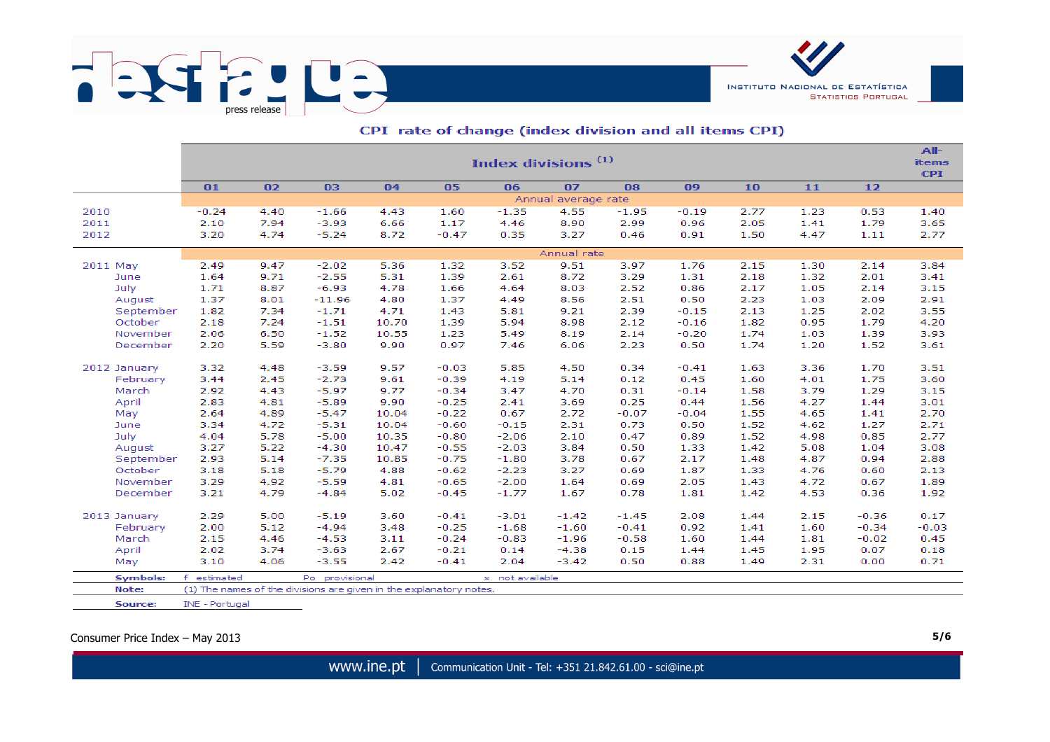## CPI rate of change (index division and all items CPI)

| | Index divisions [(1)] | | | | | | | | | | | | All-items CPI |
|---|---|---|---|---|---|---|---|---|---|---|---|---|---|
| | 01 | 02 | 03 | 04 | 05 | 06 | 07 | 08 | 09 | 10 | 11 | 12 | |
| | Annual average rate | | | | | | | | | | | | |
| 2010 | -0.24 | 4.40 | -1.66 | 4.43 | 1.60 | -1.35 | 4.55 | -1.95 | -0.19 | 2.77 | 1.23 | 0.53 | 1.40 |
| 2011 | 2.10 | 7.94 | -3.93 | 6.66 | 1.17 | 4.46 | 8.90 | 2.99 | 0.96 | 2.05 | 1.41 | 1.79 | 3.65 |
| 2012 | 3.20 | 4.74 | -5.24 | 8.72 | -0.47 | 0.35 | 3.27 | 0.46 | 0.91 | 1.50 | 4.47 | 1.11 | 2.77 |
| | Annual rate | | | | | | | | | | | | |
| 2011 May | 2.49 | 9.47 | -2.02 | 5.36 | 1.32 | 3.52 | 9.51 | 3.97 | 1.76 | 2.15 | 1.30 | 2.14 | 3.84 |
| June | 1.64 | 9.71 | -2.55 | 5.31 | 1.39 | 2.61 | 8.72 | 3.29 | 1.31 | 2.18 | 1.32 | 2.01 | 3.41 |
| July | 1.71 | 8.87 | -6.93 | 4.78 | 1.66 | 4.64 | 8.03 | 2.52 | 0.86 | 2.17 | 1.05 | 2.14 | 3.15 |
| August | 1.37 | 8.01 | -11.96 | 4.80 | 1.37 | 4.49 | 8.56 | 2.51 | 0.50 | 2.23 | 1.03 | 2.09 | 2.91 |
| September | 1.82 | 7.34 | -1.71 | 4.71 | 1.43 | 5.81 | 9.21 | 2.39 | -0.15 | 2.13 | 1.25 | 2.02 | 3.55 |
| October | 2.18 | 7.24 | -1.51 | 10.70 | 1.39 | 5.94 | 8.98 | 2.12 | -0.16 | 1.82 | 0.95 | 1.79 | 4.20 |
| November | 2.06 | 6.50 | -1.52 | 10.55 | 1.23 | 5.49 | 8.19 | 2.14 | -0.20 | 1.74 | 1.03 | 1.39 | 3.93 |
| December | 2.20 | 5.59 | -3.80 | 9.90 | 0.97 | 7.46 | 6.06 | 2.23 | 0.50 | 1.74 | 1.20 | 1.52 | 3.61 |
| 2012 January | 3.32 | 4.48 | -3.59 | 9.57 | -0.03 | 5.85 | 4.50 | 0.34 | -0.41 | 1.63 | 3.36 | 1.70 | 3.51 |
| February | 3.44 | 2.45 | -2.73 | 9.61 | -0.39 | 4.19 | 5.14 | 0.12 | 0.45 | 1.60 | 4.01 | 1.75 | 3.60 |
| March | 2.92 | 4.43 | -5.97 | 9.77 | -0.34 | 3.47 | 4.70 | 0.31 | -0.14 | 1.58 | 3.79 | 1.29 | 3.15 |
| April | 2.83 | 4.81 | -5.89 | 9.90 | -0.25 | 2.41 | 3.69 | 0.25 | 0.44 | 1.56 | 4.27 | 1.44 | 3.01 |
| May | 2.64 | 4.89 | -5.47 | 10.04 | -0.22 | 0.67 | 2.72 | -0.07 | -0.04 | 1.55 | 4.65 | 1.41 | 2.70 |
| June | 3.34 | 4.72 | -5.31 | 10.04 | -0.60 | -0.15 | 2.31 | 0.73 | 0.50 | 1.52 | 4.62 | 1.27 | 2.71 |
| July | 4.04 | 5.78 | -5.00 | 10.35 | -0.80 | -2.06 | 2.10 | 0.47 | 0.89 | 1.52 | 4.98 | 0.85 | 2.77 |
| August | 3.27 | 5.22 | -4.30 | 10.47 | -0.55 | -2.03 | 3.84 | 0.50 | 1.33 | 1.42 | 5.08 | 1.04 | 3.08 |
| September | 2.93 | 5.14 | -7.35 | 10.85 | -0.75 | -1.80 | 3.78 | 0.67 | 2.17 | 1.48 | 4.87 | 0.94 | 2.88 |
| October | 3.18 | 5.18 | -5.79 | 4.88 | -0.62 | -2.23 | 3.27 | 0.69 | 1.87 | 1.33 | 4.76 | 0.60 | 2.13 |
| November | 3.29 | 4.92 | -5.59 | 4.81 | -0.65 | -2.00 | 1.64 | 0.69 | 2.05 | 1.43 | 4.72 | 0.67 | 1.89 |
| December | 3.21 | 4.79 | -4.84 | 5.02 | -0.45 | -1.77 | 1.67 | 0.78 | 1.81 | 1.42 | 4.53 | 0.36 | 1.92 |
| 2013 January | 2.29 | 5.00 | -5.19 | 3.60 | -0.41 | -3.01 | -1.42 | -1.45 | 2.08 | 1.44 | 2.15 | -0.36 | 0.17 |
| February | 2.00 | 5.12 | -4.94 | 3.48 | -0.25 | -1.68 | -1.60 | -0.41 | 0.92 | 1.41 | 1.60 | -0.34 | -0.03 |
| March | 2.15 | 4.46 | -4.53 | 3.11 | -0.24 | -0.83 | -1.96 | -0.58 | 1.60 | 1.44 | 1.81 | -0.02 | 0.45 |
| April | 2.02 | 3.74 | -3.63 | 2.67 | -0.21 | 0.14 | -4.38 | 0.15 | 1.44 | 1.45 | 1.95 | 0.07 | 0.18 |
| May | 3.10 | 4.06 | -3.55 | 2.42 | -0.41 | 2.04 | -3.42 | 0.50 | 0.88 | 1.49 | 2.31 | 0.00 | 0.71 |

**Symbols:** f estimated Po provisional x not available

**Note:** (1) The names of the divisions are given in the explanatory notes.

**Source:** INE - Portugal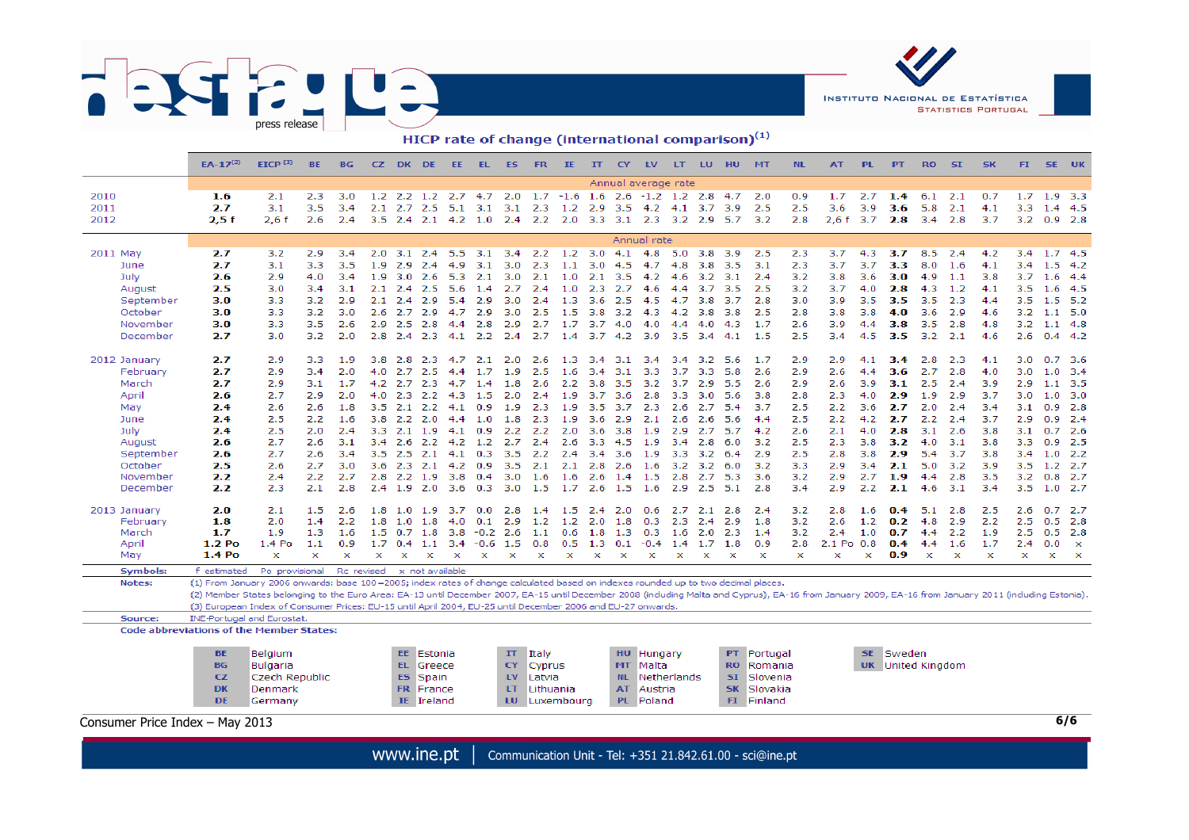## HICP rate of change (international comparison)[1]

| | EA-17[2] | EICP[3] | BE | BG | CZ | DK | DE | EE | EL | ES | FR | IE | IT | CY | LV | LT | LU | HU | MT | NL | AT | PL | PT | RO | SI | SK | FI | SE | UK |
|---|---|---|---|---|---|---|---|---|---|---|---|---|---|---|---|---|---|---|---|---|---|---|---|---|---|---|---|---|---|
| **Annual average rate** | | | | | | | | | | | | | | | | | | | | | | | | | | | | | |
| 2010 | **1.6** | 2.1 | 2.3 | 3.0 | 1.2 | 2.2 | 1.2 | 2.7 | 4.7 | 2.0 | 1.7 | -1.6 | 1.6 | 2.6 | -1.2 | 1.2 | 2.8 | 4.7 | 2.0 | 0.9 | 1.7 | 2.7 | **1.4** | 6.1 | 2.1 | 0.7 | 1.7 | 1.9 | 3.3 |
| 2011 | **2.7** | 3.1 | 3.5 | 3.4 | 2.1 | 2.7 | 2.5 | 5.1 | 3.1 | 3.1 | 2.3 | 1.2 | 2.9 | 3.5 | 4.2 | 4.1 | 3.7 | 3.9 | 2.5 | 2.5 | 3.6 | 3.9 | **3.6** | 5.8 | 2.1 | 4.1 | 3.3 | 1.4 | 4.5 |
| 2012 | **2,5 f** | 2,6 f | 2.6 | 2.4 | 3.5 | 2.4 | 2.1 | 4.2 | 1.0 | 2.4 | 2.2 | 2.0 | 3.3 | 3.1 | 2.3 | 3.2 | 2.9 | 5.7 | 3.2 | 2.8 | 2,6 f | 3.7 | **2.8** | 3.4 | 2.8 | 3.7 | 3.2 | 0.9 | 2.8 |
| **Annual rate** | | | | | | | | | | | | | | | | | | | | | | | | | | | | | |
| 2011 May | **2.7** | 3.2 | 2.9 | 3.4 | 2.0 | 3.1 | 2.4 | 5.5 | 3.1 | 3.4 | 2.2 | 1.2 | 3.0 | 4.1 | 4.8 | 5.0 | 3.8 | 3.9 | 2.5 | 2.3 | 3.7 | 4.3 | **3.7** | 8.5 | 2.4 | 4.2 | 3.4 | 1.7 | 4.5 |
| June | **2.7** | 3.1 | 3.3 | 3.5 | 1.9 | 2.9 | 2.4 | 4.9 | 3.1 | 3.0 | 2.3 | 1.1 | 3.0 | 4.5 | 4.7 | 4.8 | 3.8 | 3.5 | 3.1 | 2.3 | 3.7 | 3.7 | **3.3** | 8.0 | 1.6 | 4.1 | 3.4 | 1.5 | 4.2 |
| July | **2.6** | 2.9 | 4.0 | 3.4 | 1.9 | 3.0 | 2.6 | 5.3 | 2.1 | 3.0 | 2.1 | 1.0 | 2.1 | 3.5 | 4.2 | 4.6 | 3.2 | 3.1 | 2.4 | 3.2 | 3.8 | 3.6 | **3.0** | 4.9 | 1.1 | 3.8 | 3.7 | 1.6 | 4.4 |
| August | **2.5** | 3.0 | 3.4 | 3.1 | 2.1 | 2.4 | 2.5 | 5.6 | 1.4 | 2.7 | 2.4 | 1.0 | 2.3 | 2.7 | 4.6 | 4.4 | 3.7 | 3.5 | 2.5 | 3.2 | 3.7 | 4.0 | **2.8** | 4.3 | 1.2 | 4.1 | 3.5 | 1.6 | 4.5 |
| September | **3.0** | 3.3 | 3.2 | 2.9 | 2.1 | 2.4 | 2.9 | 5.4 | 2.9 | 3.0 | 2.4 | 1.3 | 3.6 | 2.5 | 4.5 | 4.7 | 3.8 | 3.7 | 2.8 | 3.0 | 3.9 | 3.5 | **3.5** | 3.5 | 2.3 | 4.4 | 3.5 | 1.5 | 5.2 |
| October | **3.0** | 3.3 | 3.2 | 3.0 | 2.6 | 2.7 | 2.9 | 4.7 | 2.9 | 3.0 | 2.5 | 1.5 | 3.8 | 3.2 | 4.3 | 4.2 | 3.8 | 3.8 | 2.5 | 2.8 | 3.8 | 3.8 | **4.0** | 3.6 | 2.9 | 4.6 | 3.2 | 1.1 | 5.0 |
| November | **3.0** | 3.3 | 3.5 | 2.6 | 2.9 | 2.5 | 2.8 | 4.4 | 2.8 | 2.9 | 2.7 | 1.7 | 3.7 | 4.0 | 4.0 | 4.4 | 4.0 | 4.3 | 1.7 | 2.6 | 3.9 | 4.4 | **3.8** | 3.5 | 2.8 | 4.8 | 3.2 | 1.1 | 4.8 |
| December | **2.7** | 3.0 | 3.2 | 2.0 | 2.8 | 2.4 | 2.3 | 4.1 | 2.2 | 2.4 | 2.7 | 1.4 | 3.7 | 4.2 | 3.9 | 3.5 | 3.4 | 4.1 | 1.5 | 2.5 | 3.4 | 4.5 | **3.5** | 3.2 | 2.1 | 4.6 | 2.6 | 0.4 | 4.2 |
| 2012 January | **2.7** | 2.9 | 3.3 | 1.9 | 3.8 | 2.8 | 2.3 | 4.7 | 2.1 | 2.0 | 2.6 | 1.3 | 3.4 | 3.1 | 3.4 | 3.4 | 3.2 | 5.6 | 1.7 | 2.9 | 2.9 | 4.1 | **3.4** | 2.8 | 2.3 | 4.1 | 3.0 | 0.7 | 3.6 |
| February | **2.7** | 2.9 | 3.4 | 2.0 | 4.0 | 2.7 | 2.5 | 4.4 | 1.7 | 1.9 | 2.5 | 1.6 | 3.4 | 3.1 | 3.3 | 3.7 | 3.3 | 5.8 | 2.6 | 2.9 | 2.6 | 4.4 | **3.6** | 2.7 | 2.8 | 4.0 | 3.0 | 1.0 | 3.4 |
| March | **2.7** | 2.9 | 3.1 | 1.7 | 4.2 | 2.7 | 2.3 | 4.7 | 1.4 | 1.8 | 2.6 | 2.2 | 3.8 | 3.5 | 3.2 | 3.7 | 2.9 | 5.5 | 2.6 | 2.9 | 2.6 | 3.9 | **3.1** | 2.5 | 2.4 | 3.9 | 2.9 | 1.1 | 3.5 |
| April | **2.6** | 2.7 | 2.9 | 2.0 | 4.0 | 2.3 | 2.2 | 4.3 | 1.5 | 2.0 | 2.4 | 1.9 | 3.7 | 3.6 | 2.8 | 3.3 | 3.0 | 5.6 | 3.8 | 2.8 | 2.3 | 4.0 | **2.9** | 1.9 | 2.9 | 3.7 | 3.0 | 1.0 | 3.0 |
| May | **2.4** | 2.6 | 2.6 | 1.8 | 3.5 | 2.1 | 2.2 | 4.1 | 0.9 | 1.9 | 2.3 | 1.9 | 3.5 | 3.7 | 2.3 | 2.6 | 2.7 | 5.4 | 3.7 | 2.5 | 2.2 | 3.6 | **2.7** | 2.0 | 2.4 | 3.4 | 3.1 | 0.9 | 2.8 |
| June | **2.4** | 2.5 | 2.2 | 1.6 | 3.8 | 2.2 | 2.0 | 4.4 | 1.0 | 1.8 | 2.3 | 1.9 | 3.6 | 2.9 | 2.1 | 2.6 | 2.6 | 5.6 | 4.4 | 2.5 | 2.2 | 4.2 | **2.7** | 2.2 | 2.4 | 3.7 | 2.9 | 0.9 | 2.4 |
| July | **2.4** | 2.5 | 2.0 | 2.4 | 3.3 | 2.1 | 1.9 | 4.1 | 0.9 | 2.2 | 2.2 | 2.0 | 3.6 | 3.8 | 1.9 | 2.9 | 2.7 | 5.7 | 4.2 | 2.6 | 2.1 | 4.0 | **2.8** | 3.1 | 2.6 | 3.8 | 3.1 | 0.7 | 2.6 |
| August | **2.6** | 2.7 | 2.6 | 3.1 | 3.4 | 2.6 | 2.2 | 4.2 | 1.2 | 2.7 | 2.4 | 2.6 | 3.3 | 4.5 | 1.9 | 3.4 | 2.8 | 6.0 | 3.2 | 2.5 | 2.3 | 3.8 | **3.2** | 4.0 | 3.1 | 3.8 | 3.3 | 0.9 | 2.5 |
| September | **2.6** | 2.7 | 2.6 | 3.4 | 3.5 | 2.5 | 2.1 | 4.1 | 0.3 | 3.5 | 2.2 | 2.4 | 3.4 | 3.6 | 1.9 | 3.3 | 3.2 | 6.4 | 2.9 | 2.5 | 2.8 | 3.8 | **2.9** | 5.4 | 3.7 | 3.8 | 3.4 | 1.0 | 2.2 |
| October | **2.5** | 2.6 | 2.7 | 3.0 | 3.6 | 2.3 | 2.1 | 4.2 | 0.9 | 3.5 | 2.1 | 2.1 | 2.8 | 2.6 | 1.6 | 3.2 | 3.2 | 6.0 | 3.2 | 3.3 | 2.9 | 3.4 | **2.1** | 5.0 | 3.2 | 3.9 | 3.5 | 1.2 | 2.7 |
| November | **2.2** | 2.4 | 2.2 | 2.7 | 2.8 | 2.2 | 1.9 | 3.8 | 0.4 | 3.0 | 1.6 | 1.6 | 2.6 | 1.4 | 1.5 | 2.8 | 2.7 | 5.3 | 3.6 | 3.2 | 2.9 | 2.7 | **1.9** | 4.4 | 2.8 | 3.5 | 3.2 | 0.8 | 2.7 |
| December | **2.2** | 2.3 | 2.1 | 2.8 | 2.4 | 1.9 | 2.0 | 3.6 | 0.3 | 3.0 | 1.5 | 1.7 | 2.6 | 1.5 | 1.6 | 2.9 | 2.5 | 5.1 | 2.8 | 3.4 | 2.9 | 2.2 | **2.1** | 4.6 | 3.1 | 3.4 | 3.5 | 1.0 | 2.7 |
| 2013 January | **2.0** | 2.1 | 1.5 | 2.6 | 1.8 | 1.0 | 1.9 | 3.7 | 0.0 | 2.8 | 1.4 | 1.5 | 2.4 | 2.0 | 0.6 | 2.7 | 2.1 | 2.8 | 2.4 | 3.2 | 2.8 | 1.6 | **0.4** | 5.1 | 2.8 | 2.5 | 2.6 | 0.7 | 2.7 |
| February | **1.8** | 2.0 | 1.4 | 2.2 | 1.8 | 1.0 | 1.8 | 4.0 | 0.1 | 2.9 | 1.2 | 1.2 | 2.0 | 1.8 | 0.3 | 2.3 | 2.4 | 2.9 | 1.8 | 3.2 | 2.6 | 1.2 | **0.2** | 4.8 | 2.9 | 2.2 | 2.5 | 0.5 | 2.8 |
| March | **1.7** | 1.9 | 1.3 | 1.6 | 1.5 | 0.7 | 1.8 | 3.8 | -0.2 | 2.6 | 1.1 | 0.6 | 1.8 | 1.3 | 0.3 | 1.6 | 2.0 | 2.3 | 1.4 | 3.2 | 2.4 | 1.0 | **0.7** | 4.4 | 2.2 | 1.9 | 2.5 | 0.5 | 2.8 |
| April | **1.2 Po** | 1.4 Po | 1.1 | 0.9 | 1.7 | 0.4 | 1.1 | 3.4 | -0.6 | 1.5 | 0.8 | 0.5 | 1.3 | 0.1 | -0.4 | 1.4 | 1.7 | 1.8 | 0.9 | 2.8 | 2.1 Po | 0.8 | **0.4** | 4.4 | 1.6 | 1.7 | 2.4 | 0.0 | x |
| May | **1.4 Po** | x | x | x | x | x | x | x | x | x | x | x | x | x | x | x | x | x | x | x | x | x | **0.9** | x | x | x | x | x | x |

**Symbols:** f estimated Po provisional Rc revised x not available

**Notes:**
(1) From January 2006 onwards: base 100=2005; index rates of change calculated based on indexes rounded up to two decimal places.
(2) Member States belonging to the Euro Area: EA-13 until December 2007, EA-15 until December 2008 (including Malta and Cyprus), EA-16 from January 2009, EA-16 from January 2011 (including Estonia).
(3) European Index of Consumer Prices: EU-15 until April 2004, EU-25 until December 2006 and EU-27 onwards.

**Source:** INE-Portugal and Eurostat.

**Code abbreviations of the Member States:**

| | | | | | | | | | | | |
|---|---|---|---|---|---|---|---|---|---|---|---|
| BE | Belgium | EE | Estonia | IT | Italy | HU | Hungary | PT | Portugal | SE | Sweden |
| BG | Bulgaria | EL | Greece | CY | Cyprus | MT | Malta | RO | Romania | UK | United Kingdom |
| CZ | Czech Republic | ES | Spain | LV | Latvia | NL | Netherlands | SI | Slovenia | | |
| DK | Denmark | FR | France | LT | Lithuania | AT | Austria | SK | Slovakia | | |
| DE | Germany | IE | Ireland | LU | Luxembourg | PL | Poland | FI | Finland | | |